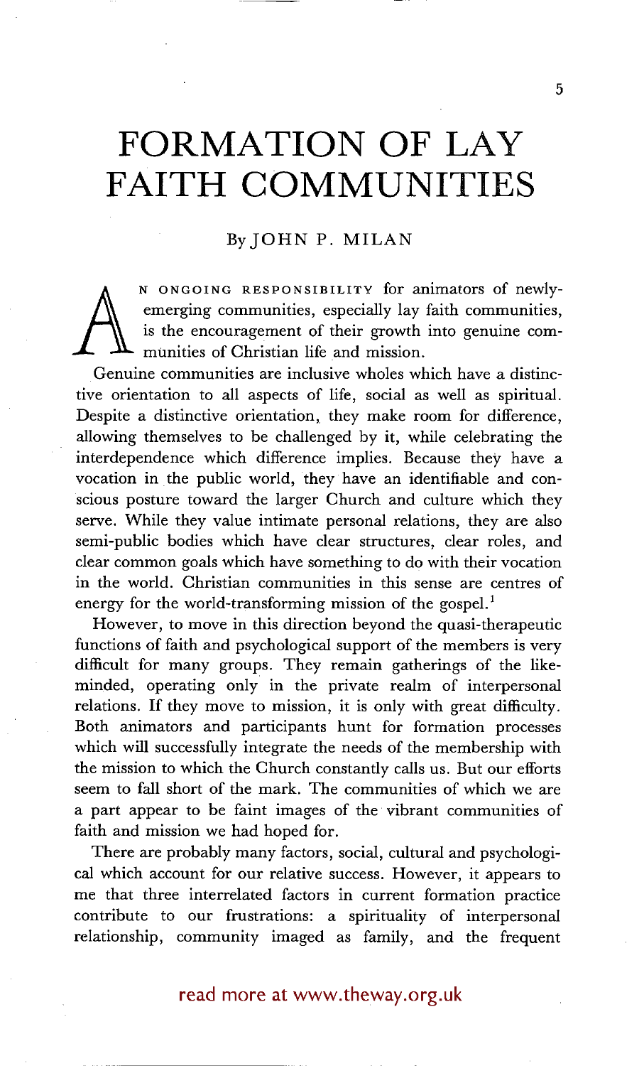# FORMATION OF LAY FAITH COMMUNITIES

By JOHN P. MILAN

An ongoing responsibility for animators of newly-emerging communities, especially lay faith communities, is the encouragement of their growth into genuine communities of Christian life and mission.

Genuine communities are inclusive wholes which have a distinctive orientation to all aspects of life, social as well as spiritual. Despite a distinctive orientation, they make room for difference, allowing themselves to be challenged by it, while celebrating the interdependence which difference implies. Because they have a vocation in the public world, they have an identifiable and conscious posture toward the larger Church and culture which they serve. While they value intimate personal relations, they are also semi-public bodies which have clear structures, clear roles, and clear common goals which have something to do with their vocation in the world. Christian communities in this sense are centres of energy for the world-transforming mission of the gospel.[1]

However, to move in this direction beyond the quasi-therapeutic functions of faith and psychological support of the members is very difficult for many groups. They remain gatherings of the like-minded, operating only in the private realm of interpersonal relations. If they move to mission, it is only with great difficulty. Both animators and participants hunt for formation processes which will successfully integrate the needs of the membership with the mission to which the Church constantly calls us. But our efforts seem to fall short of the mark. The communities of which we are a part appear to be faint images of the vibrant communities of faith and mission we had hoped for.

There are probably many factors, social, cultural and psychological which account for our relative success. However, it appears to me that three interrelated factors in current formation practice contribute to our frustrations: a spirituality of interpersonal relationship, community imaged as family, and the frequent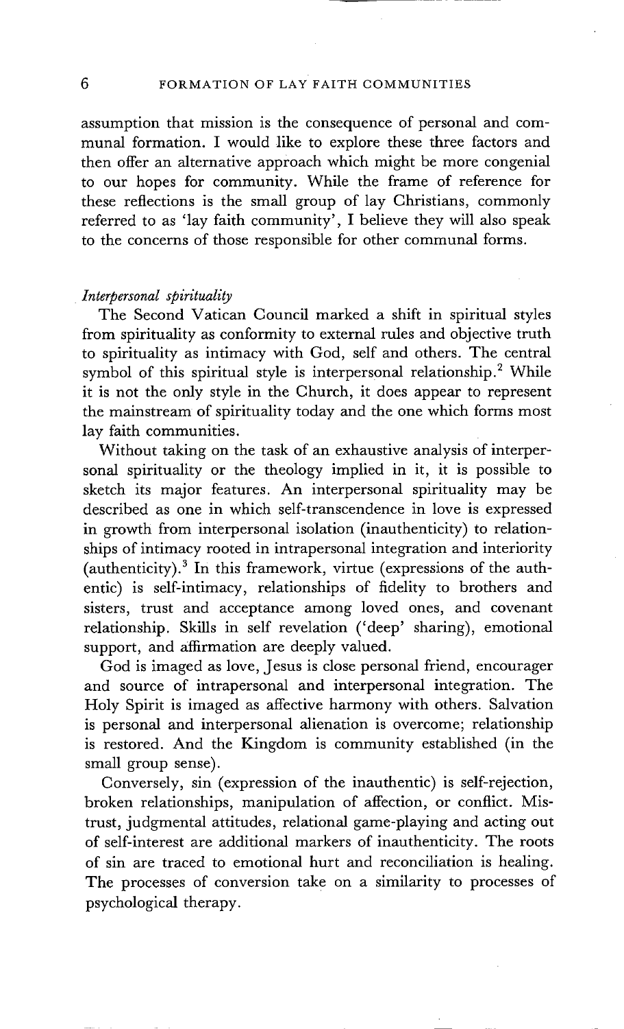assumption that mission is the consequence of personal and communal formation. I would like to explore these three factors and then offer an alternative approach which might be more congenial to our hopes for community. While the frame of reference for these reflections is the small group of lay Christians, commonly referred to as 'lay faith community', I believe they will also speak to the concerns of those responsible for other communal forms.

*Interpersonal spirituality*

The Second Vatican Council marked a shift in spiritual styles from spirituality as conformity to external rules and objective truth to spirituality as intimacy with God, self and others. The central symbol of this spiritual style is interpersonal relationship.[2] While it is not the only style in the Church, it does appear to represent the mainstream of spirituality today and the one which forms most lay faith communities.

Without taking on the task of an exhaustive analysis of interpersonal spirituality or the theology implied in it, it is possible to sketch its major features. An interpersonal spirituality may be described as one in which self-transcendence in love is expressed in growth from interpersonal isolation (inauthenticity) to relationships of intimacy rooted in intrapersonal integration and interiority (authenticity).[3] In this framework, virtue (expressions of the authentic) is self-intimacy, relationships of fidelity to brothers and sisters, trust and acceptance among loved ones, and covenant relationship. Skills in self revelation ('deep' sharing), emotional support, and affirmation are deeply valued.

God is imaged as love, Jesus is close personal friend, encourager and source of intrapersonal and interpersonal integration. The Holy Spirit is imaged as affective harmony with others. Salvation is personal and interpersonal alienation is overcome; relationship is restored. And the Kingdom is community established (in the small group sense).

Conversely, sin (expression of the inauthentic) is self-rejection, broken relationships, manipulation of affection, or conflict. Mistrust, judgmental attitudes, relational game-playing and acting out of self-interest are additional markers of inauthenticity. The roots of sin are traced to emotional hurt and reconciliation is healing. The processes of conversion take on a similarity to processes of psychological therapy.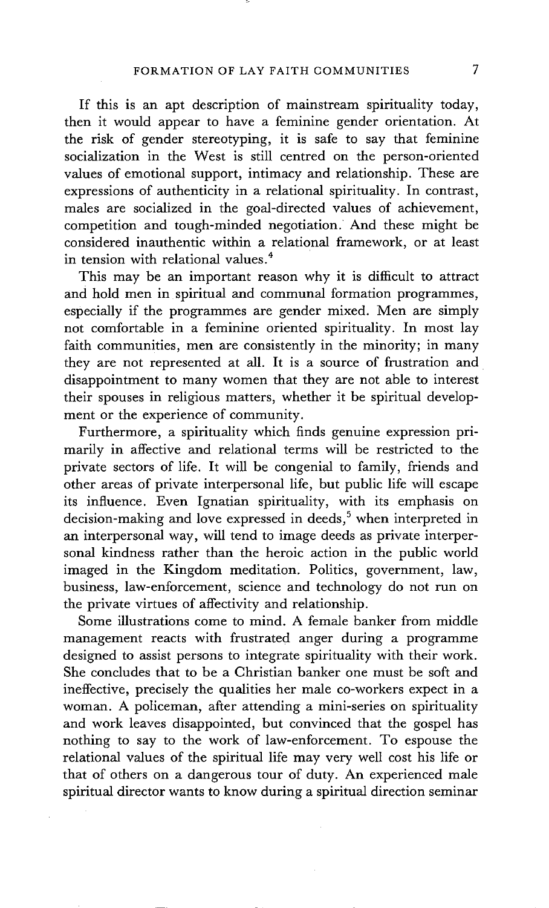If this is an apt description of mainstream spirituality today, then it would appear to have a feminine gender orientation. At the risk of gender stereotyping, it is safe to say that feminine socialization in the West is still centred on the person-oriented values of emotional support, intimacy and relationship. These are expressions of authenticity in a relational spirituality. In contrast, males are socialized in the goal-directed values of achievement, competition and tough-minded negotiation. And these might be considered inauthentic within a relational framework, or at least in tension with relational values.[4]

This may be an important reason why it is difficult to attract and hold men in spiritual and communal formation programmes, especially if the programmes are gender mixed. Men are simply not comfortable in a feminine oriented spirituality. In most lay faith communities, men are consistently in the minority; in many they are not represented at all. It is a source of frustration and disappointment to many women that they are not able to interest their spouses in religious matters, whether it be spiritual development or the experience of community.

Furthermore, a spirituality which finds genuine expression primarily in affective and relational terms will be restricted to the private sectors of life. It will be congenial to family, friends and other areas of private interpersonal life, but public life will escape its influence. Even Ignatian spirituality, with its emphasis on decision-making and love expressed in deeds,[5] when interpreted in an interpersonal way, will tend to image deeds as private interpersonal kindness rather than the heroic action in the public world imaged in the Kingdom meditation. Politics, government, law, business, law-enforcement, science and technology do not run on the private virtues of affectivity and relationship.

Some illustrations come to mind. A female banker from middle management reacts with frustrated anger during a programme designed to assist persons to integrate spirituality with their work. She concludes that to be a Christian banker one must be soft and ineffective, precisely the qualities her male co-workers expect in a woman. A policeman, after attending a mini-series on spirituality and work leaves disappointed, but convinced that the gospel has nothing to say to the work of law-enforcement. To espouse the relational values of the spiritual life may very well cost his life or that of others on a dangerous tour of duty. An experienced male spiritual director wants to know during a spiritual direction seminar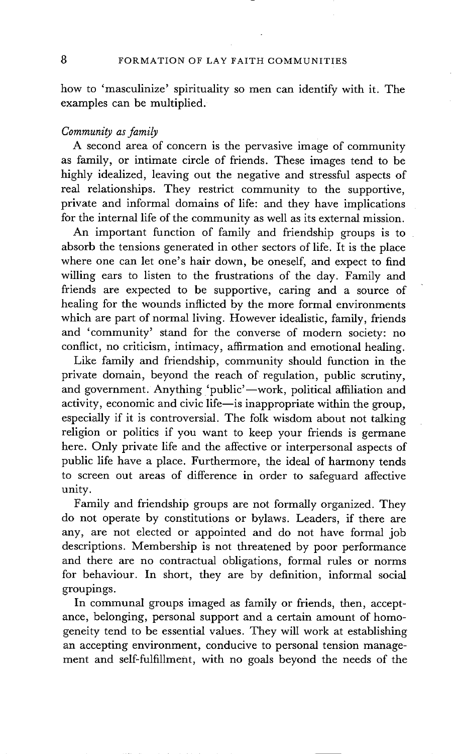how to 'masculinize' spirituality so men can identify with it. The examples can be multiplied.

*Community as family*

A second area of concern is the pervasive image of community as family, or intimate circle of friends. These images tend to be highly idealized, leaving out the negative and stressful aspects of real relationships. They restrict community to the supportive, private and informal domains of life: and they have implications for the internal life of the community as well as its external mission.

An important function of family and friendship groups is to absorb the tensions generated in other sectors of life. It is the place where one can let one's hair down, be oneself, and expect to find willing ears to listen to the frustrations of the day. Family and friends are expected to be supportive, caring and a source of healing for the wounds inflicted by the more formal environments which are part of normal living. However idealistic, family, friends and 'community' stand for the converse of modern society: no conflict, no criticism, intimacy, affirmation and emotional healing.

Like family and friendship, community should function in the private domain, beyond the reach of regulation, public scrutiny, and government. Anything 'public'—work, political affiliation and activity, economic and civic life—is inappropriate within the group, especially if it is controversial. The folk wisdom about not talking religion or politics if you want to keep your friends is germane here. Only private life and the affective or interpersonal aspects of public life have a place. Furthermore, the ideal of harmony tends to screen out areas of difference in order to safeguard affective unity.

Family and friendship groups are not formally organized. They do not operate by constitutions or bylaws. Leaders, if there are any, are not elected or appointed and do not have formal job descriptions. Membership is not threatened by poor performance and there are no contractual obligations, formal rules or norms for behaviour. In short, they are by definition, informal social groupings.

In communal groups imaged as family or friends, then, acceptance, belonging, personal support and a certain amount of homogeneity tend to be essential values. They will work at establishing an accepting environment, conducive to personal tension management and self-fulfillment, with no goals beyond the needs of the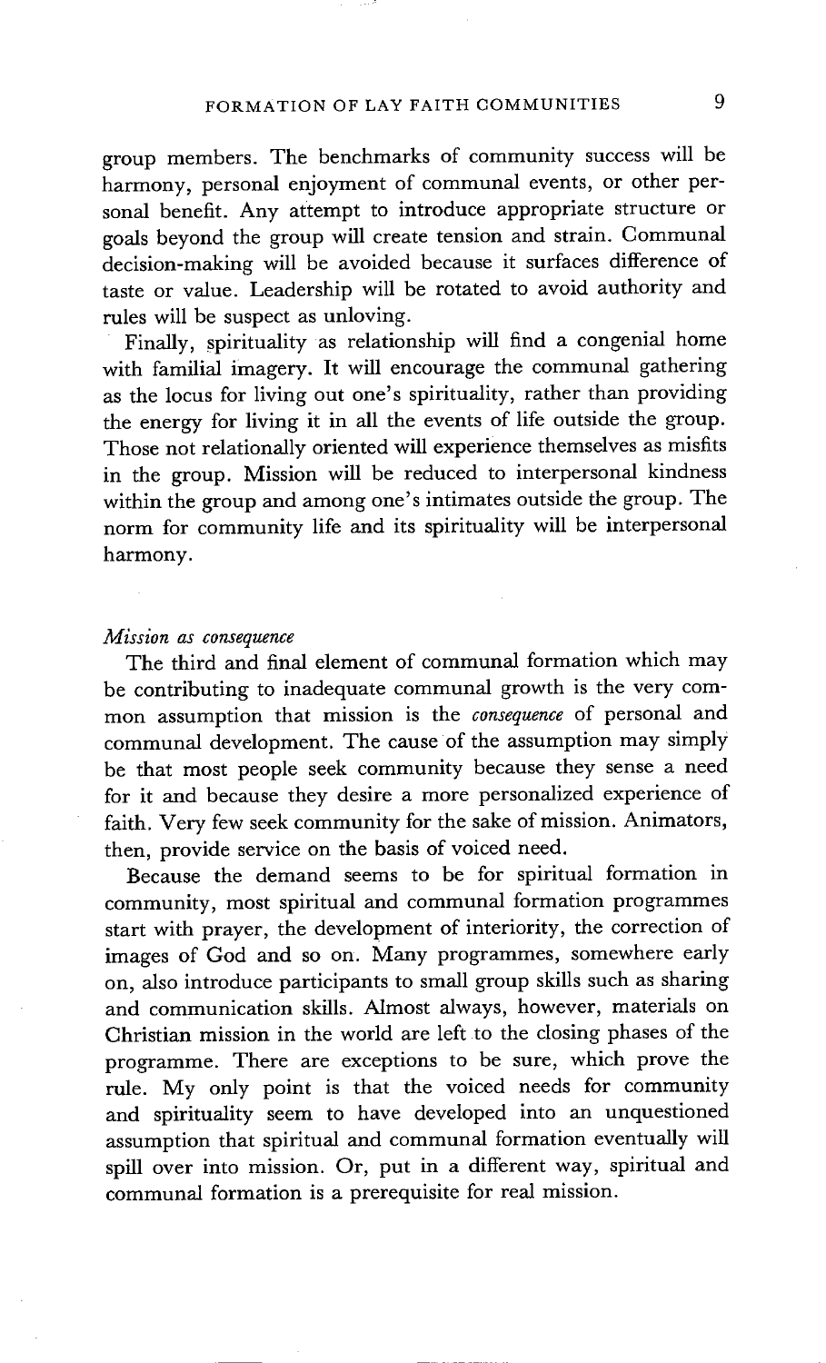group members. The benchmarks of community success will be harmony, personal enjoyment of communal events, or other personal benefit. Any attempt to introduce appropriate structure or goals beyond the group will create tension and strain. Communal decision-making will be avoided because it surfaces difference of taste or value. Leadership will be rotated to avoid authority and rules will be suspect as unloving.

Finally, spirituality as relationship will find a congenial home with familial imagery. It will encourage the communal gathering as the locus for living out one's spirituality, rather than providing the energy for living it in all the events of life outside the group. Those not relationally oriented will experience themselves as misfits in the group. Mission will be reduced to interpersonal kindness within the group and among one's intimates outside the group. The norm for community life and its spirituality will be interpersonal harmony.

*Mission as consequence*

The third and final element of communal formation which may be contributing to inadequate communal growth is the very common assumption that mission is the *consequence* of personal and communal development. The cause of the assumption may simply be that most people seek community because they sense a need for it and because they desire a more personalized experience of faith. Very few seek community for the sake of mission. Animators, then, provide service on the basis of voiced need.

Because the demand seems to be for spiritual formation in community, most spiritual and communal formation programmes start with prayer, the development of interiority, the correction of images of God and so on. Many programmes, somewhere early on, also introduce participants to small group skills such as sharing and communication skills. Almost always, however, materials on Christian mission in the world are left to the closing phases of the programme. There are exceptions to be sure, which prove the rule. My only point is that the voiced needs for community and spirituality seem to have developed into an unquestioned assumption that spiritual and communal formation eventually will spill over into mission. Or, put in a different way, spiritual and communal formation is a prerequisite for real mission.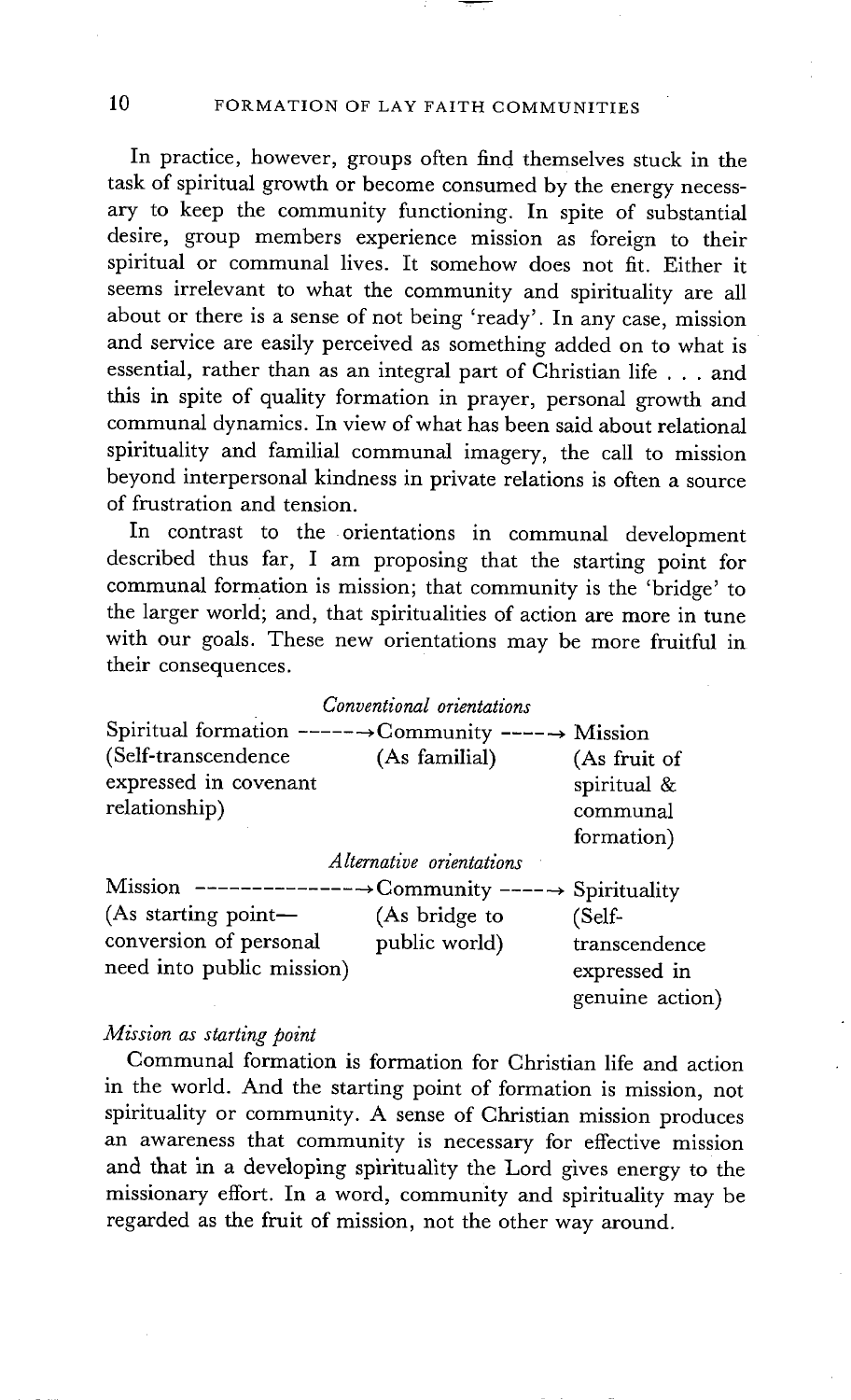In practice, however, groups often find themselves stuck in the task of spiritual growth or become consumed by the energy necessary to keep the community functioning. In spite of substantial desire, group members experience mission as foreign to their spiritual or communal lives. It somehow does not fit. Either it seems irrelevant to what the community and spirituality are all about or there is a sense of not being 'ready'. In any case, mission and service are easily perceived as something added on to what is essential, rather than as an integral part of Christian life . . . and this in spite of quality formation in prayer, personal growth and communal dynamics. In view of what has been said about relational spirituality and familial communal imagery, the call to mission beyond interpersonal kindness in private relations is often a source of frustration and tension.

In contrast to the orientations in communal development described thus far, I am proposing that the starting point for communal formation is mission; that community is the 'bridge' to the larger world; and, that spiritualities of action are more in tune with our goals. These new orientations may be more fruitful in their consequences.

*Conventional orientations*

| Spiritual formation ------→ | Community ----→ | Mission |
|---|---|---|
| (Self-transcendence expressed in covenant relationship) | (As familial) | (As fruit of spiritual & communal formation) |

*Alternative orientations*

| Mission --------------→ | Community ----→ | Spirituality |
|---|---|---|
| (As starting point—conversion of personal need into public mission) | (As bridge to public world) | (Self-transcendence expressed in genuine action) |

*Mission as starting point*

Communal formation is formation for Christian life and action in the world. And the starting point of formation is mission, not spirituality or community. A sense of Christian mission produces an awareness that community is necessary for effective mission and that in a developing spirituality the Lord gives energy to the missionary effort. In a word, community and spirituality may be regarded as the fruit of mission, not the other way around.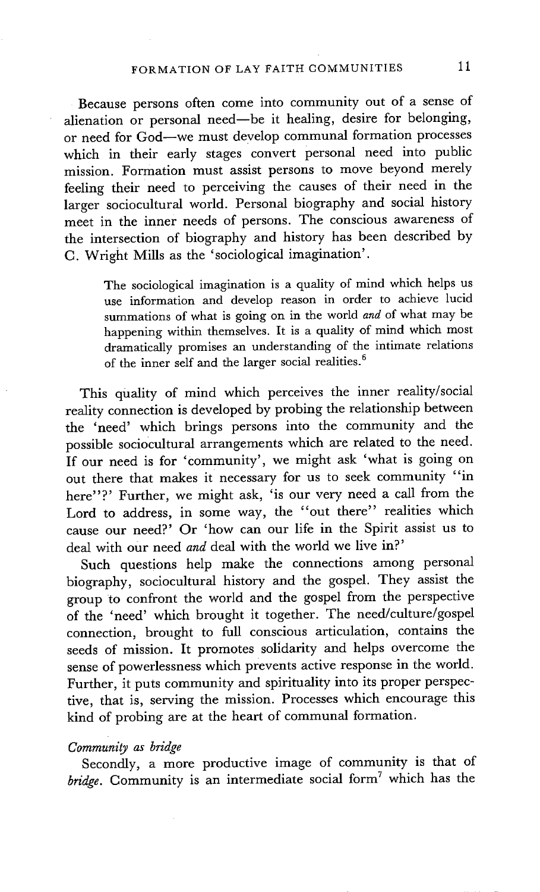Because persons often come into community out of a sense of alienation or personal need—be it healing, desire for belonging, or need for God—we must develop communal formation processes which in their early stages convert personal need into public mission. Formation must assist persons to move beyond merely feeling their need to perceiving the causes of their need in the larger sociocultural world. Personal biography and social history meet in the inner needs of persons. The conscious awareness of the intersection of biography and history has been described by C. Wright Mills as the 'sociological imagination'.

> The sociological imagination is a quality of mind which helps us use information and develop reason in order to achieve lucid summations of what is going on in the world *and* of what may be happening within themselves. It is a quality of mind which most dramatically promises an understanding of the intimate relations of the inner self and the larger social realities.[6]

This quality of mind which perceives the inner reality/social reality connection is developed by probing the relationship between the 'need' which brings persons into the community and the possible sociocultural arrangements which are related to the need. If our need is for 'community', we might ask 'what is going on out there that makes it necessary for us to seek community "in here"?' Further, we might ask, 'is our very need a call from the Lord to address, in some way, the "out there" realities which cause our need?' Or 'how can our life in the Spirit assist us to deal with our need *and* deal with the world we live in?'

Such questions help make the connections among personal biography, sociocultural history and the gospel. They assist the group to confront the world and the gospel from the perspective of the 'need' which brought it together. The need/culture/gospel connection, brought to full conscious articulation, contains the seeds of mission. It promotes solidarity and helps overcome the sense of powerlessness which prevents active response in the world. Further, it puts community and spirituality into its proper perspective, that is, serving the mission. Processes which encourage this kind of probing are at the heart of communal formation.

*Community as bridge*

Secondly, a more productive image of community is that of *bridge*. Community is an intermediate social form[7] which has the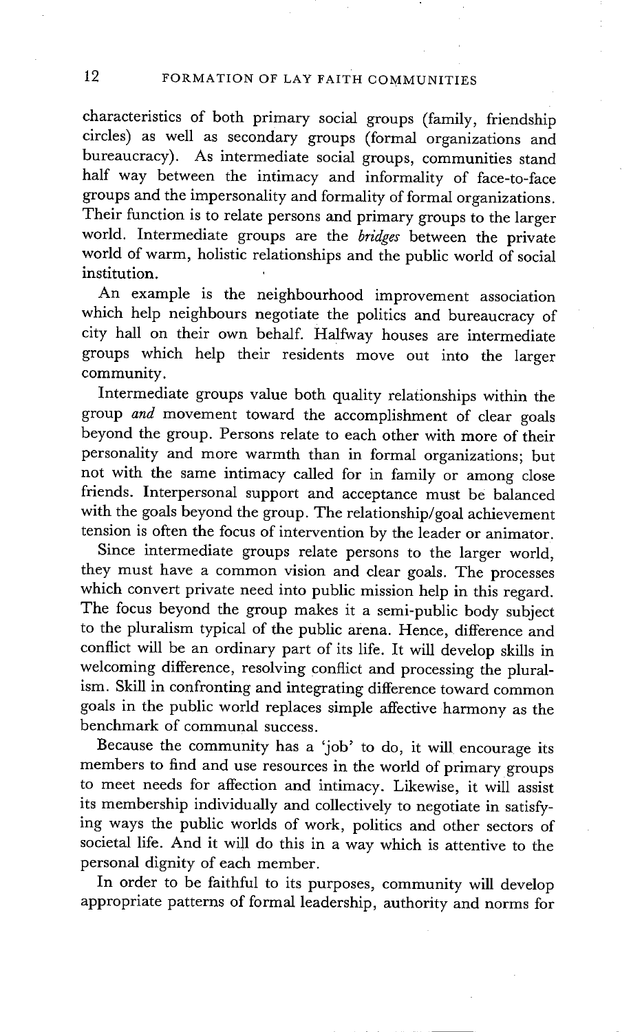characteristics of both primary social groups (family, friendship circles) as well as secondary groups (formal organizations and bureaucracy). As intermediate social groups, communities stand half way between the intimacy and informality of face-to-face groups and the impersonality and formality of formal organizations. Their function is to relate persons and primary groups to the larger world. Intermediate groups are the *bridges* between the private world of warm, holistic relationships and the public world of social institution.

An example is the neighbourhood improvement association which help neighbours negotiate the politics and bureaucracy of city hall on their own behalf. Halfway houses are intermediate groups which help their residents move out into the larger community.

Intermediate groups value both quality relationships within the group *and* movement toward the accomplishment of clear goals beyond the group. Persons relate to each other with more of their personality and more warmth than in formal organizations; but not with the same intimacy called for in family or among close friends. Interpersonal support and acceptance must be balanced with the goals beyond the group. The relationship/goal achievement tension is often the focus of intervention by the leader or animator.

Since intermediate groups relate persons to the larger world, they must have a common vision and clear goals. The processes which convert private need into public mission help in this regard. The focus beyond the group makes it a semi-public body subject to the pluralism typical of the public arena. Hence, difference and conflict will be an ordinary part of its life. It will develop skills in welcoming difference, resolving conflict and processing the pluralism. Skill in confronting and integrating difference toward common goals in the public world replaces simple affective harmony as the benchmark of communal success.

Because the community has a 'job' to do, it will encourage its members to find and use resources in the world of primary groups to meet needs for affection and intimacy. Likewise, it will assist its membership individually and collectively to negotiate in satisfying ways the public worlds of work, politics and other sectors of societal life. And it will do this in a way which is attentive to the personal dignity of each member.

In order to be faithful to its purposes, community will develop appropriate patterns of formal leadership, authority and norms for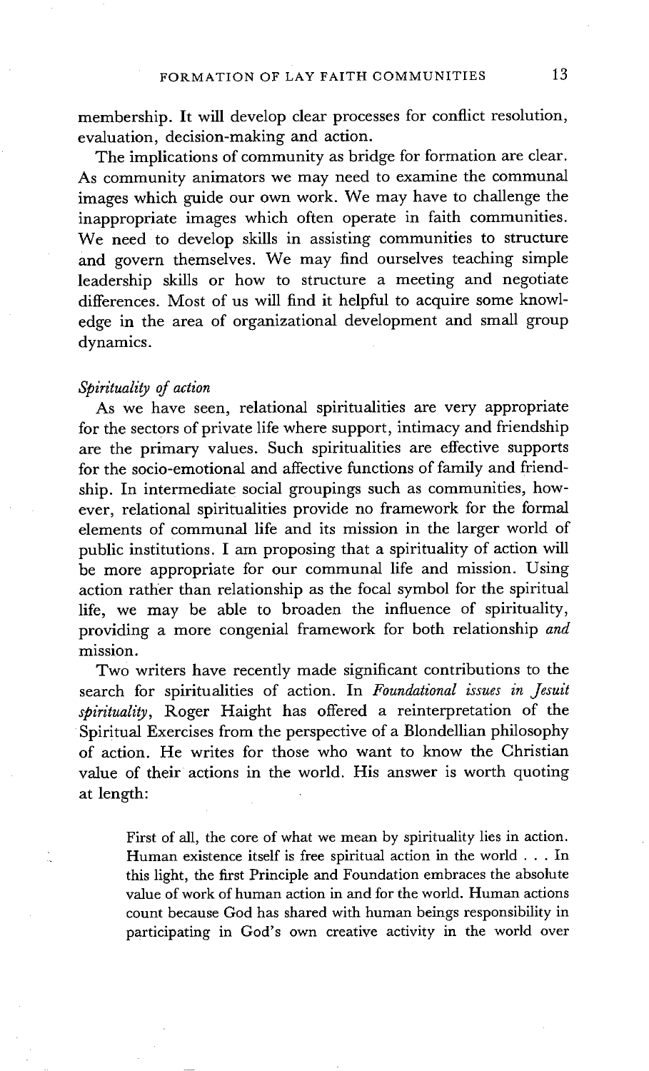membership. It will develop clear processes for conflict resolution, evaluation, decision-making and action.

The implications of community as bridge for formation are clear. As community animators we may need to examine the communal images which guide our own work. We may have to challenge the inappropriate images which often operate in faith communities. We need to develop skills in assisting communities to structure and govern themselves. We may find ourselves teaching simple leadership skills or how to structure a meeting and negotiate differences. Most of us will find it helpful to acquire some knowledge in the area of organizational development and small group dynamics.

### *Spirituality of action*

As we have seen, relational spiritualities are very appropriate for the sectors of private life where support, intimacy and friendship are the primary values. Such spiritualities are effective supports for the socio-emotional and affective functions of family and friendship. In intermediate social groupings such as communities, however, relational spiritualities provide no framework for the formal elements of communal life and its mission in the larger world of public institutions. I am proposing that a spirituality of action will be more appropriate for our communal life and mission. Using action rather than relationship as the focal symbol for the spiritual life, we may be able to broaden the influence of spirituality, providing a more congenial framework for both relationship *and* mission.

Two writers have recently made significant contributions to the search for spiritualities of action. In *Foundational issues in Jesuit spirituality*, Roger Haight has offered a reinterpretation of the Spiritual Exercises from the perspective of a Blondellian philosophy of action. He writes for those who want to know the Christian value of their actions in the world. His answer is worth quoting at length:

> First of all, the core of what we mean by spirituality lies in action. Human existence itself is free spiritual action in the world . . . In this light, the first Principle and Foundation embraces the absolute value of work of human action in and for the world. Human actions count because God has shared with human beings responsibility in participating in God's own creative activity in the world over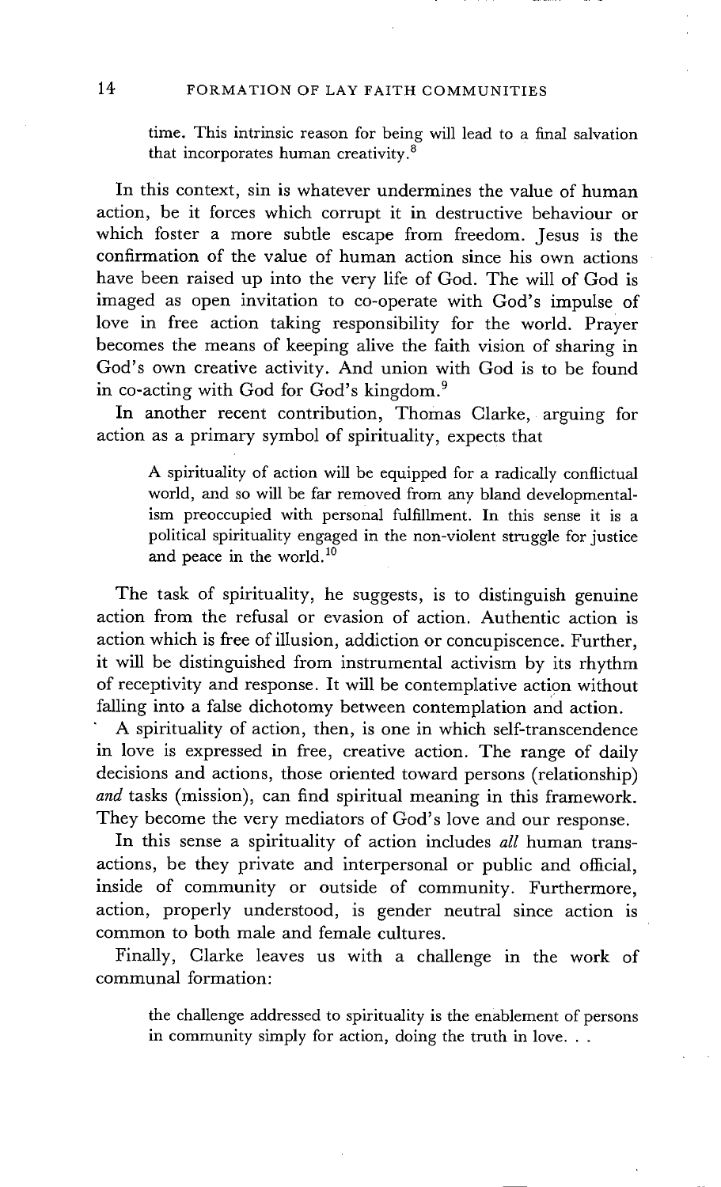time. This intrinsic reason for being will lead to a final salvation that incorporates human creativity.[8]

In this context, sin is whatever undermines the value of human action, be it forces which corrupt it in destructive behaviour or which foster a more subtle escape from freedom. Jesus is the confirmation of the value of human action since his own actions have been raised up into the very life of God. The will of God is imaged as open invitation to co-operate with God's impulse of love in free action taking responsibility for the world. Prayer becomes the means of keeping alive the faith vision of sharing in God's own creative activity. And union with God is to be found in co-acting with God for God's kingdom.[9]

In another recent contribution, Thomas Clarke, arguing for action as a primary symbol of spirituality, expects that

> A spirituality of action will be equipped for a radically conflictual world, and so will be far removed from any bland developmentalism preoccupied with personal fulfillment. In this sense it is a political spirituality engaged in the non-violent struggle for justice and peace in the world.[10]

The task of spirituality, he suggests, is to distinguish genuine action from the refusal or evasion of action. Authentic action is action which is free of illusion, addiction or concupiscence. Further, it will be distinguished from instrumental activism by its rhythm of receptivity and response. It will be contemplative action without falling into a false dichotomy between contemplation and action.

A spirituality of action, then, is one in which self-transcendence in love is expressed in free, creative action. The range of daily decisions and actions, those oriented toward persons (relationship) *and* tasks (mission), can find spiritual meaning in this framework. They become the very mediators of God's love and our response.

In this sense a spirituality of action includes *all* human transactions, be they private and interpersonal or public and official, inside of community or outside of community. Furthermore, action, properly understood, is gender neutral since action is common to both male and female cultures.

Finally, Clarke leaves us with a challenge in the work of communal formation:

> the challenge addressed to spirituality is the enablement of persons in community simply for action, doing the truth in love. . .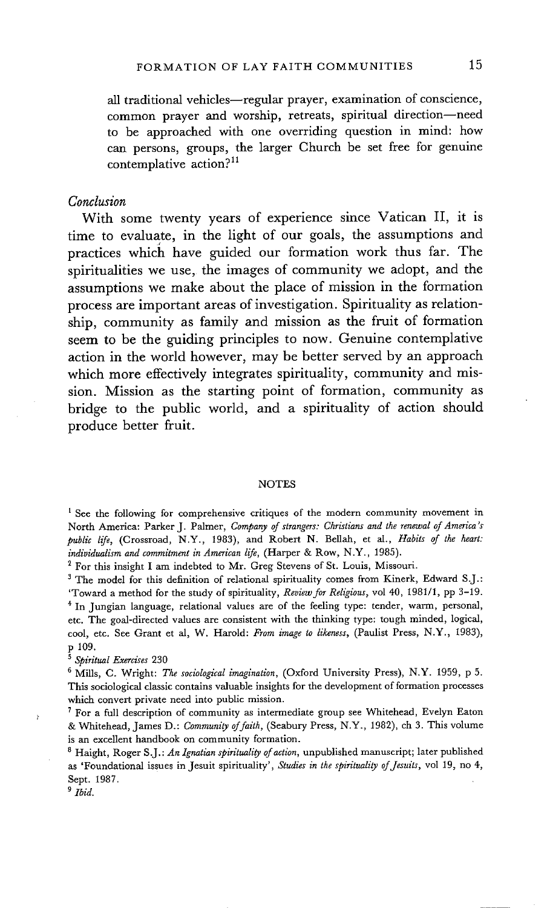all traditional vehicles—regular prayer, examination of conscience, common prayer and worship, retreats, spiritual direction—need to be approached with one overriding question in mind: how can persons, groups, the larger Church be set free for genuine contemplative action?[11]

### *Conclusion*

With some twenty years of experience since Vatican II, it is time to evaluate, in the light of our goals, the assumptions and practices which have guided our formation work thus far. The spiritualities we use, the images of community we adopt, and the assumptions we make about the place of mission in the formation process are important areas of investigation. Spirituality as relationship, community as family and mission as the fruit of formation seem to be the guiding principles to now. Genuine contemplative action in the world however, may be better served by an approach which more effectively integrates spirituality, community and mission. Mission as the starting point of formation, community as bridge to the public world, and a spirituality of action should produce better fruit.

## NOTES

[1] See the following for comprehensive critiques of the modern community movement in North America: Parker J. Palmer, *Company of strangers: Christians and the renewal of America's public life*, (Crossroad, N.Y., 1983), and Robert N. Bellah, et al., *Habits of the heart: individualism and commitment in American life*, (Harper & Row, N.Y., 1985).

[2] For this insight I am indebted to Mr. Greg Stevens of St. Louis, Missouri.

[3] The model for this definition of relational spirituality comes from Kinerk, Edward S.J.: 'Toward a method for the study of spirituality, *Review for Religious*, vol 40, 1981/1, pp 3–19.

[4] In Jungian language, relational values are of the feeling type: tender, warm, personal, etc. The goal-directed values are consistent with the thinking type: tough minded, logical, cool, etc. See Grant et al, W. Harold: *From image to likeness*, (Paulist Press, N.Y., 1983), p 109.

[5] *Spiritual Exercises* 230

[6] Mills, C. Wright: *The sociological imagination*, (Oxford University Press), N.Y. 1959, p 5. This sociological classic contains valuable insights for the development of formation processes which convert private need into public mission.

[7] For a full description of community as intermediate group see Whitehead, Evelyn Eaton & Whitehead, James D.: *Community of faith*, (Seabury Press, N.Y., 1982), ch 3. This volume is an excellent handbook on community formation.

[8] Haight, Roger S.J.: *An Ignatian spirituality of action*, unpublished manuscript; later published as 'Foundational issues in Jesuit spirituality', *Studies in the spirituality of Jesuits*, vol 19, no 4, Sept. 1987.

[9] *Ibid.*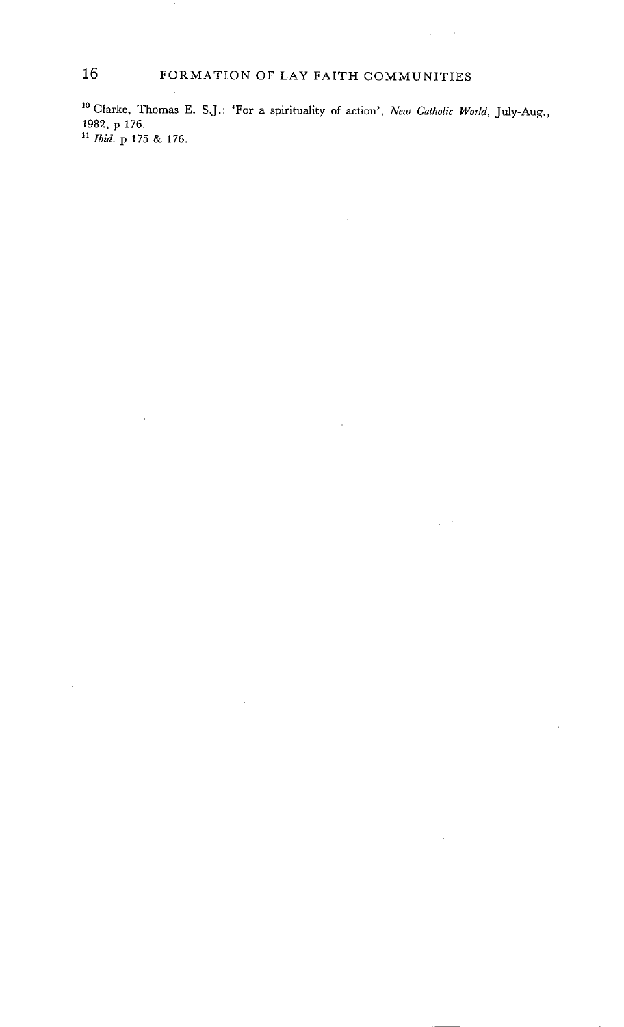[10] Clarke, Thomas E. S.J.: 'For a spirituality of action', *New Catholic World*, July-Aug., 1982, p 176.
[11] *Ibid.* p 175 & 176.